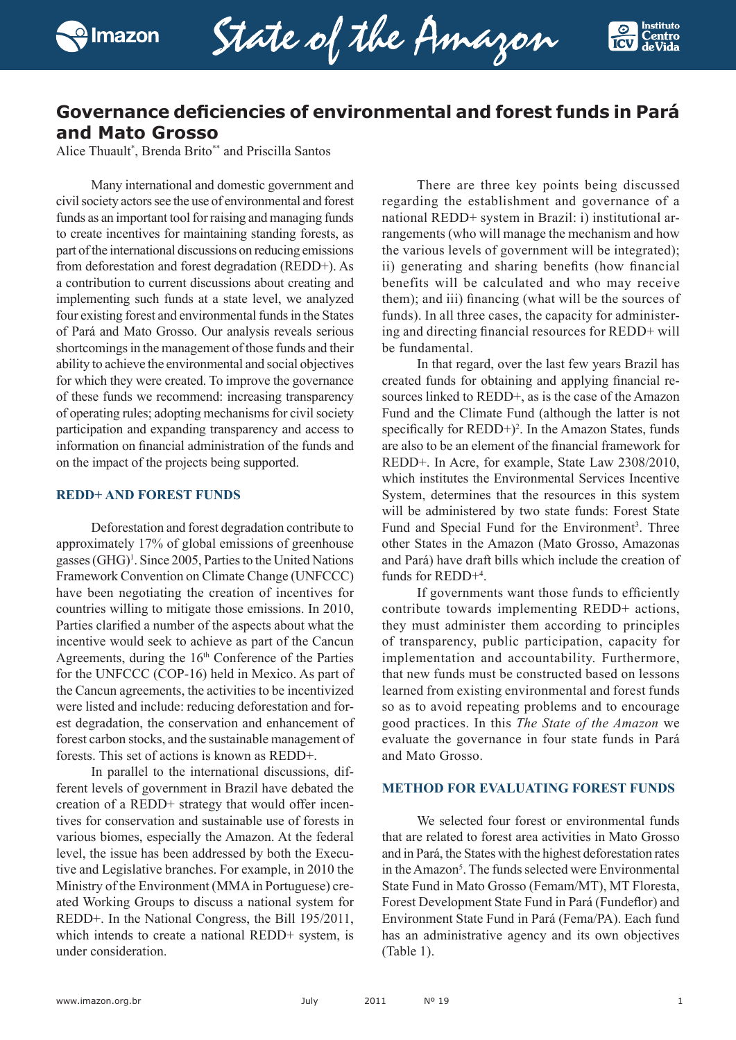# Governance deficiencies of environmental and forest funds in Pará and Mato Grosso

Alice Thuault[*], Brenda Brito[**] and Priscilla Santos

Many international and domestic government and civil society actors see the use of environmental and forest funds as an important tool for raising and managing funds to create incentives for maintaining standing forests, as part of the international discussions on reducing emissions from deforestation and forest degradation (REDD+). As a contribution to current discussions about creating and implementing such funds at a state level, we analyzed four existing forest and environmental funds in the States of Pará and Mato Grosso. Our analysis reveals serious shortcomings in the management of those funds and their ability to achieve the environmental and social objectives for which they were created. To improve the governance of these funds we recommend: increasing transparency of operating rules; adopting mechanisms for civil society participation and expanding transparency and access to information on financial administration of the funds and on the impact of the projects being supported.

## REDD+ AND FOREST FUNDS

Deforestation and forest degradation contribute to approximately 17% of global emissions of greenhouse gasses (GHG)[1]. Since 2005, Parties to the United Nations Framework Convention on Climate Change (UNFCCC) have been negotiating the creation of incentives for countries willing to mitigate those emissions. In 2010, Parties clarified a number of the aspects about what the incentive would seek to achieve as part of the Cancun Agreements, during the 16th Conference of the Parties for the UNFCCC (COP-16) held in Mexico. As part of the Cancun agreements, the activities to be incentivized were listed and include: reducing deforestation and forest degradation, the conservation and enhancement of forest carbon stocks, and the sustainable management of forests. This set of actions is known as REDD+.

In parallel to the international discussions, different levels of government in Brazil have debated the creation of a REDD+ strategy that would offer incentives for conservation and sustainable use of forests in various biomes, especially the Amazon. At the federal level, the issue has been addressed by both the Executive and Legislative branches. For example, in 2010 the Ministry of the Environment (MMA in Portuguese) created Working Groups to discuss a national system for REDD+. In the National Congress, the Bill 195/2011, which intends to create a national REDD+ system, is under consideration.

There are three key points being discussed regarding the establishment and governance of a national REDD+ system in Brazil: i) institutional arrangements (who will manage the mechanism and how the various levels of government will be integrated); ii) generating and sharing benefits (how financial benefits will be calculated and who may receive them); and iii) financing (what will be the sources of funds). In all three cases, the capacity for administering and directing financial resources for REDD+ will be fundamental.

In that regard, over the last few years Brazil has created funds for obtaining and applying financial resources linked to REDD+, as is the case of the Amazon Fund and the Climate Fund (although the latter is not specifically for REDD+)[2]. In the Amazon States, funds are also to be an element of the financial framework for REDD+. In Acre, for example, State Law 2308/2010, which institutes the Environmental Services Incentive System, determines that the resources in this system will be administered by two state funds: Forest State Fund and Special Fund for the Environment[3]. Three other States in the Amazon (Mato Grosso, Amazonas and Pará) have draft bills which include the creation of funds for REDD+[4].

If governments want those funds to efficiently contribute towards implementing REDD+ actions, they must administer them according to principles of transparency, public participation, capacity for implementation and accountability. Furthermore, that new funds must be constructed based on lessons learned from existing environmental and forest funds so as to avoid repeating problems and to encourage good practices. In this *The State of the Amazon* we evaluate the governance in four state funds in Pará and Mato Grosso.

## METHOD FOR EVALUATING FOREST FUNDS

We selected four forest or environmental funds that are related to forest area activities in Mato Grosso and in Pará, the States with the highest deforestation rates in the Amazon[5]. The funds selected were Environmental State Fund in Mato Grosso (Femam/MT), MT Floresta, Forest Development State Fund in Pará (Fundeflor) and Environment State Fund in Pará (Fema/PA). Each fund has an administrative agency and its own objectives (Table 1).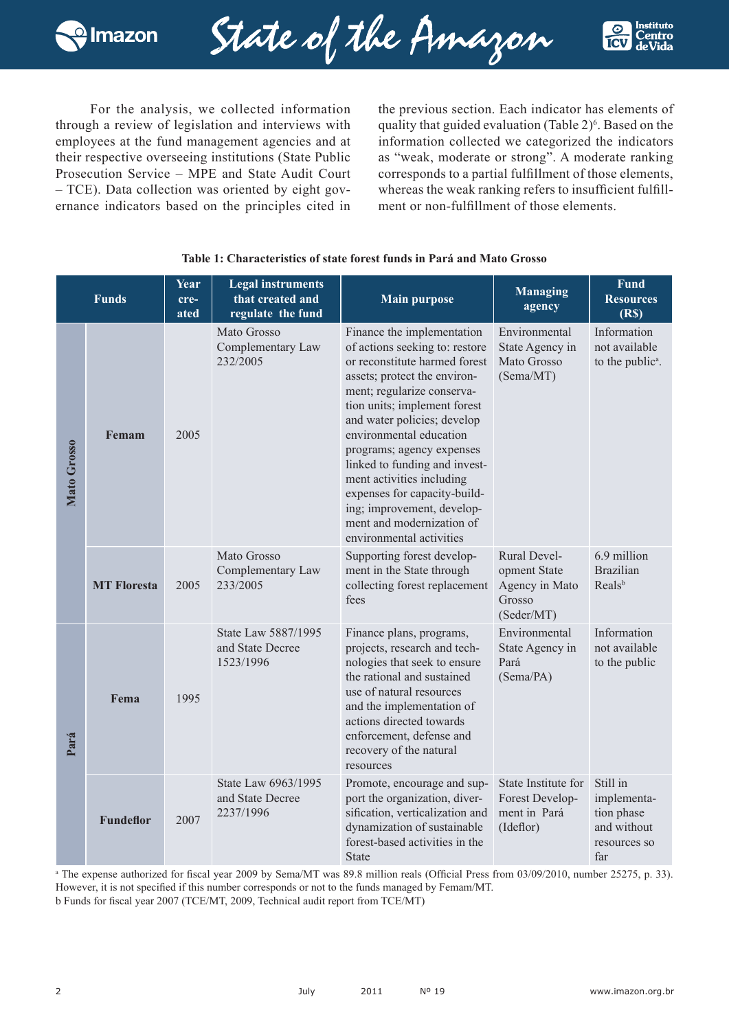For the analysis, we collected information through a review of legislation and interviews with employees at the fund management agencies and at their respective overseeing institutions (State Public Prosecution Service – MPE and State Audit Court – TCE). Data collection was oriented by eight governance indicators based on the principles cited in the previous section. Each indicator has elements of quality that guided evaluation (Table 2)[6]. Based on the information collected we categorized the indicators as "weak, moderate or strong". A moderate ranking corresponds to a partial fulfillment of those elements, whereas the weak ranking refers to insufficient fulfillment or non-fulfillment of those elements.

**Table 1: Characteristics of state forest funds in Pará and Mato Grosso**

| Funds | | Year created | Legal instruments that created and regulate the fund | Main purpose | Managing agency | Fund Resources (R$) |
|---|---|---|---|---|---|---|
| Mato Grosso | **Femam** | 2005 | Mato Grosso Complementary Law 232/2005 | Finance the implementation of actions seeking to: restore or reconstitute harmed forest assets; protect the environment; regularize conservation units; implement forest and water policies; develop environmental education programs; agency expenses linked to funding and investment activities including expenses for capacity-building; improvement, development and modernization of environmental activities | Environmental State Agency in Mato Grosso (Sema/MT) | Information not available to the public[a]. |
| | **MT Floresta** | 2005 | Mato Grosso Complementary Law 233/2005 | Supporting forest development in the State through collecting forest replacement fees | Rural Development State Agency in Mato Grosso (Seder/MT) | 6.9 million Brazilian Reals[b] |
| Pará | **Fema** | 1995 | State Law 5887/1995 and State Decree 1523/1996 | Finance plans, programs, projects, research and technologies that seek to ensure the rational and sustained use of natural resources and the implementation of actions directed towards enforcement, defense and recovery of the natural resources | Environmental State Agency in Pará (Sema/PA) | Information not available to the public |
| | **Fundeflor** | 2007 | State Law 6963/1995 and State Decree 2237/1996 | Promote, encourage and support the organization, diversification, verticalization and dynamization of sustainable forest-based activities in the State | State Institute for Forest Development in Pará (Ideflor) | Still in implementation phase and without resources so far |

[a] The expense authorized for fiscal year 2009 by Sema/MT was 89.8 million reals (Official Press from 03/09/2010, number 25275, p. 33). However, it is not specified if this number corresponds or not to the funds managed by Femam/MT.
b Funds for fiscal year 2007 (TCE/MT, 2009, Technical audit report from TCE/MT)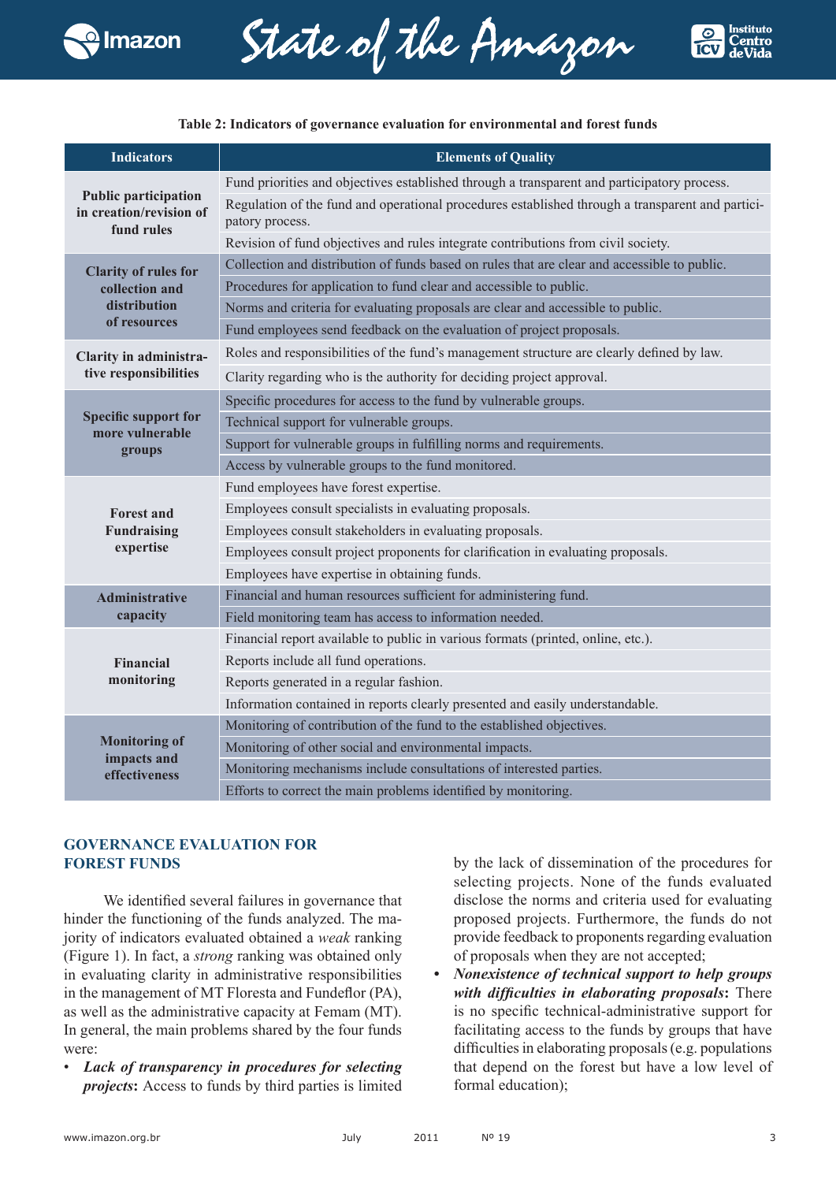**Table 2: Indicators of governance evaluation for environmental and forest funds**

| Indicators | Elements of Quality |
|---|---|
| Public participation in creation/revision of fund rules | Fund priorities and objectives established through a transparent and participatory process. |
| | Regulation of the fund and operational procedures established through a transparent and participatory process. |
| | Revision of fund objectives and rules integrate contributions from civil society. |
| Clarity of rules for collection and distribution of resources | Collection and distribution of funds based on rules that are clear and accessible to public. |
| | Procedures for application to fund clear and accessible to public. |
| | Norms and criteria for evaluating proposals are clear and accessible to public. |
| | Fund employees send feedback on the evaluation of project proposals. |
| Clarity in administrative responsibilities | Roles and responsibilities of the fund's management structure are clearly defined by law. |
| | Clarity regarding who is the authority for deciding project approval. |
| Specific support for more vulnerable groups | Specific procedures for access to the fund by vulnerable groups. |
| | Technical support for vulnerable groups. |
| | Support for vulnerable groups in fulfilling norms and requirements. |
| | Access by vulnerable groups to the fund monitored. |
| Forest and Fundraising expertise | Fund employees have forest expertise. |
| | Employees consult specialists in evaluating proposals. |
| | Employees consult stakeholders in evaluating proposals. |
| | Employees consult project proponents for clarification in evaluating proposals. |
| | Employees have expertise in obtaining funds. |
| Administrative capacity | Financial and human resources sufficient for administering fund. |
| | Field monitoring team has access to information needed. |
| Financial monitoring | Financial report available to public in various formats (printed, online, etc.). |
| | Reports include all fund operations. |
| | Reports generated in a regular fashion. |
| | Information contained in reports clearly presented and easily understandable. |
| Monitoring of impacts and effectiveness | Monitoring of contribution of the fund to the established objectives. |
| | Monitoring of other social and environmental impacts. |
| | Monitoring mechanisms include consultations of interested parties. |
| | Efforts to correct the main problems identified by monitoring. |

## GOVERNANCE EVALUATION FOR FOREST FUNDS

We identified several failures in governance that hinder the functioning of the funds analyzed. The majority of indicators evaluated obtained a *weak* ranking (Figure 1). In fact, a *strong* ranking was obtained only in evaluating clarity in administrative responsibilities in the management of MT Floresta and Fundeflor (PA), as well as the administrative capacity at Femam (MT). In general, the main problems shared by the four funds were:

- ***Lack of transparency in procedures for selecting projects*****:** Access to funds by third parties is limited by the lack of dissemination of the procedures for selecting projects. None of the funds evaluated disclose the norms and criteria used for evaluating proposed projects. Furthermore, the funds do not provide feedback to proponents regarding evaluation of proposals when they are not accepted;
- ***Nonexistence of technical support to help groups with difficulties in elaborating proposals*****:** There is no specific technical-administrative support for facilitating access to the funds by groups that have difficulties in elaborating proposals (e.g. populations that depend on the forest but have a low level of formal education);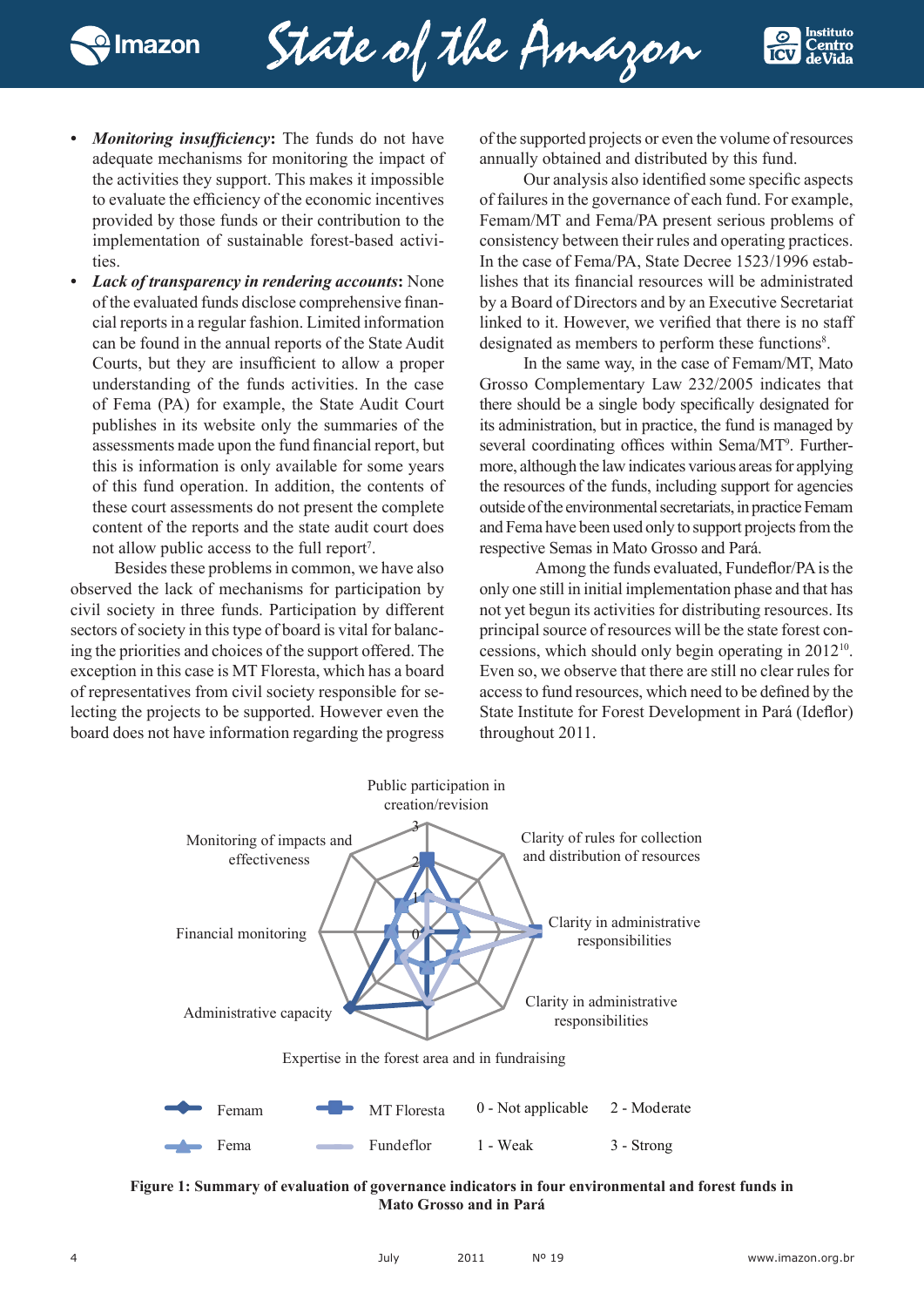- ***Monitoring insufficiency*:** The funds do not have adequate mechanisms for monitoring the impact of the activities they support. This makes it impossible to evaluate the efficiency of the economic incentives provided by those funds or their contribution to the implementation of sustainable forest-based activities.
- ***Lack of transparency in rendering accounts*:** None of the evaluated funds disclose comprehensive financial reports in a regular fashion. Limited information can be found in the annual reports of the State Audit Courts, but they are insufficient to allow a proper understanding of the funds activities. In the case of Fema (PA) for example, the State Audit Court publishes in its website only the summaries of the assessments made upon the fund financial report, but this is information is only available for some years of this fund operation. In addition, the contents of these court assessments do not present the complete content of the reports and the state audit court does not allow public access to the full report[7].

Besides these problems in common, we have also observed the lack of mechanisms for participation by civil society in three funds. Participation by different sectors of society in this type of board is vital for balancing the priorities and choices of the support offered. The exception in this case is MT Floresta, which has a board of representatives from civil society responsible for selecting the projects to be supported. However even the board does not have information regarding the progress of the supported projects or even the volume of resources annually obtained and distributed by this fund.

Our analysis also identified some specific aspects of failures in the governance of each fund. For example, Femam/MT and Fema/PA present serious problems of consistency between their rules and operating practices. In the case of Fema/PA, State Decree 1523/1996 establishes that its financial resources will be administrated by a Board of Directors and by an Executive Secretariat linked to it. However, we verified that there is no staff designated as members to perform these functions[8].

In the same way, in the case of Femam/MT, Mato Grosso Complementary Law 232/2005 indicates that there should be a single body specifically designated for its administration, but in practice, the fund is managed by several coordinating offices within Sema/MT[9]. Furthermore, although the law indicates various areas for applying the resources of the funds, including support for agencies outside of the environmental secretariats, in practice Femam and Fema have been used only to support projects from the respective Semas in Mato Grosso and Pará.

Among the funds evaluated, Fundeflor/PA is the only one still in initial implementation phase and that has not yet begun its activities for distributing resources. Its principal source of resources will be the state forest concessions, which should only begin operating in 2012[10]. Even so, we observe that there are still no clear rules for access to fund resources, which need to be defined by the State Institute for Forest Development in Pará (Ideflor) throughout 2011.

**Figure 1: Summary of evaluation of governance indicators in four environmental and forest funds in Mato Grosso and in Pará**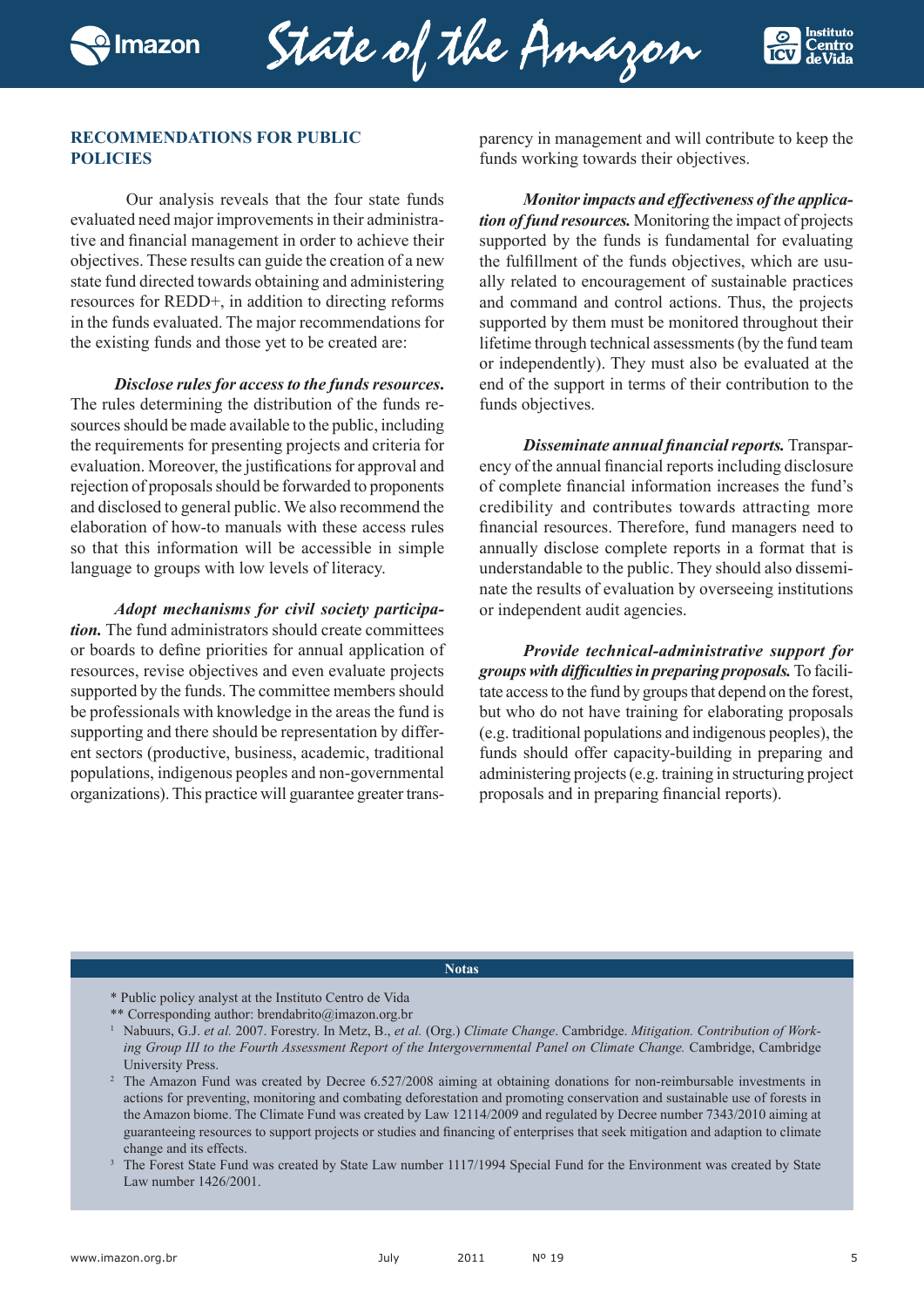## RECOMMENDATIONS FOR PUBLIC POLICIES

Our analysis reveals that the four state funds evaluated need major improvements in their administrative and financial management in order to achieve their objectives. These results can guide the creation of a new state fund directed towards obtaining and administering resources for REDD+, in addition to directing reforms in the funds evaluated. The major recommendations for the existing funds and those yet to be created are:

***Disclose rules for access to the funds resources.*** The rules determining the distribution of the funds resources should be made available to the public, including the requirements for presenting projects and criteria for evaluation. Moreover, the justifications for approval and rejection of proposals should be forwarded to proponents and disclosed to general public. We also recommend the elaboration of how-to manuals with these access rules so that this information will be accessible in simple language to groups with low levels of literacy.

***Adopt mechanisms for civil society participation.*** The fund administrators should create committees or boards to define priorities for annual application of resources, revise objectives and even evaluate projects supported by the funds. The committee members should be professionals with knowledge in the areas the fund is supporting and there should be representation by different sectors (productive, business, academic, traditional populations, indigenous peoples and non-governmental organizations). This practice will guarantee greater transparency in management and will contribute to keep the funds working towards their objectives.

***Monitor impacts and effectiveness of the application of fund resources.*** Monitoring the impact of projects supported by the funds is fundamental for evaluating the fulfillment of the funds objectives, which are usually related to encouragement of sustainable practices and command and control actions. Thus, the projects supported by them must be monitored throughout their lifetime through technical assessments (by the fund team or independently). They must also be evaluated at the end of the support in terms of their contribution to the funds objectives.

***Disseminate annual financial reports.*** Transparency of the annual financial reports including disclosure of complete financial information increases the fund's credibility and contributes towards attracting more financial resources. Therefore, fund managers need to annually disclose complete reports in a format that is understandable to the public. They should also disseminate the results of evaluation by overseeing institutions or independent audit agencies.

***Provide technical-administrative support for groups with difficulties in preparing proposals.*** To facilitate access to the fund by groups that depend on the forest, but who do not have training for elaborating proposals (e.g. traditional populations and indigenous peoples), the funds should offer capacity-building in preparing and administering projects (e.g. training in structuring project proposals and in preparing financial reports).

---

**Notas**

\* Public policy analyst at the Instituto Centro de Vida

\*\* Corresponding author: brendabrito@imazon.org.br

[1] Nabuurs, G.J. *et al.* 2007. Forestry. In Metz, B., *et al.* (Org.) *Climate Change*. Cambridge. *Mitigation. Contribution of Working Group III to the Fourth Assessment Report of the Intergovernmental Panel on Climate Change.* Cambridge, Cambridge University Press.

[2] The Amazon Fund was created by Decree 6.527/2008 aiming at obtaining donations for non-reimbursable investments in actions for preventing, monitoring and combating deforestation and promoting conservation and sustainable use of forests in the Amazon biome. The Climate Fund was created by Law 12114/2009 and regulated by Decree number 7343/2010 aiming at guaranteeing resources to support projects or studies and financing of enterprises that seek mitigation and adaption to climate change and its effects.

[3] The Forest State Fund was created by State Law number 1117/1994 Special Fund for the Environment was created by State Law number 1426/2001.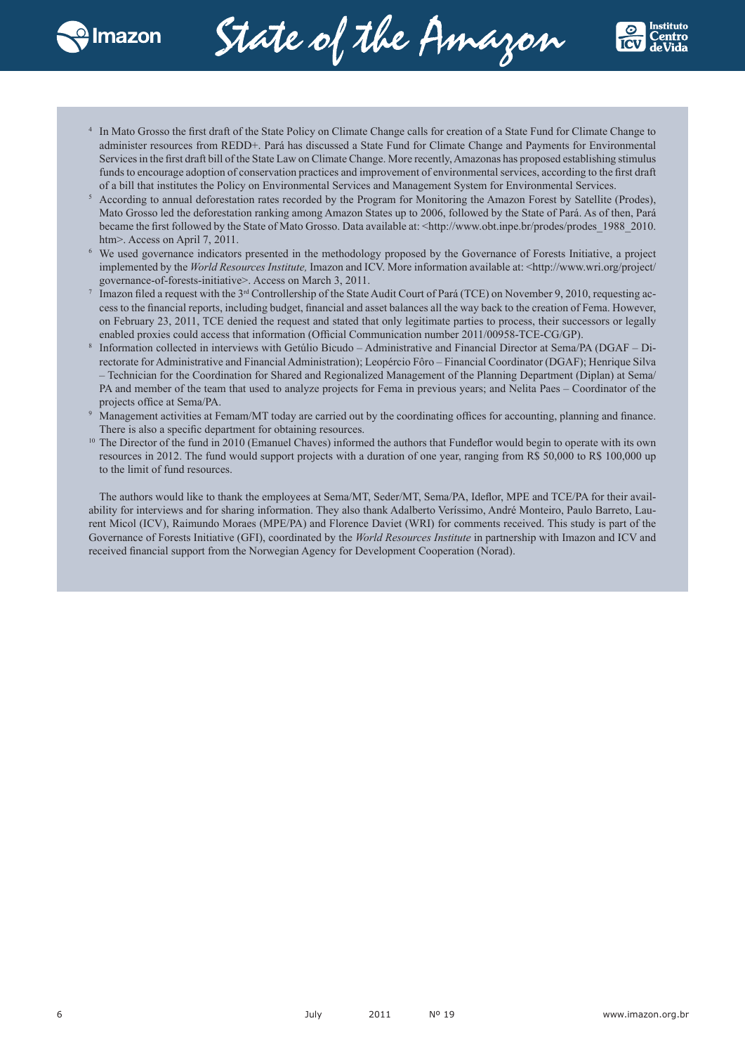[4] In Mato Grosso the first draft of the State Policy on Climate Change calls for creation of a State Fund for Climate Change to administer resources from REDD+. Pará has discussed a State Fund for Climate Change and Payments for Environmental Services in the first draft bill of the State Law on Climate Change. More recently, Amazonas has proposed establishing stimulus funds to encourage adoption of conservation practices and improvement of environmental services, according to the first draft of a bill that institutes the Policy on Environmental Services and Management System for Environmental Services.

[5] According to annual deforestation rates recorded by the Program for Monitoring the Amazon Forest by Satellite (Prodes), Mato Grosso led the deforestation ranking among Amazon States up to 2006, followed by the State of Pará. As of then, Pará became the first followed by the State of Mato Grosso. Data available at: <http://www.obt.inpe.br/prodes/prodes_1988_2010.htm>. Access on April 7, 2011.

[6] We used governance indicators presented in the methodology proposed by the Governance of Forests Initiative, a project implemented by the *World Resources Institute,* Imazon and ICV. More information available at: <http://www.wri.org/project/governance-of-forests-initiative>. Access on March 3, 2011.

[7] Imazon filed a request with the 3rd Controllership of the State Audit Court of Pará (TCE) on November 9, 2010, requesting access to the financial reports, including budget, financial and asset balances all the way back to the creation of Fema. However, on February 23, 2011, TCE denied the request and stated that only legitimate parties to process, their successors or legally enabled proxies could access that information (Official Communication number 2011/00958-TCE-CG/GP).

[8] Information collected in interviews with Getúlio Bicudo – Administrative and Financial Director at Sema/PA (DGAF – Directorate for Administrative and Financial Administration); Leopércio Fôro – Financial Coordinator (DGAF); Henrique Silva – Technician for the Coordination for Shared and Regionalized Management of the Planning Department (Diplan) at Sema/PA and member of the team that used to analyze projects for Fema in previous years; and Nelita Paes – Coordinator of the projects office at Sema/PA.

[9] Management activities at Femam/MT today are carried out by the coordinating offices for accounting, planning and finance. There is also a specific department for obtaining resources.

[10] The Director of the fund in 2010 (Emanuel Chaves) informed the authors that Fundeflor would begin to operate with its own resources in 2012. The fund would support projects with a duration of one year, ranging from R$ 50,000 to R$ 100,000 up to the limit of fund resources.

The authors would like to thank the employees at Sema/MT, Seder/MT, Sema/PA, Ideflor, MPE and TCE/PA for their availability for interviews and for sharing information. They also thank Adalberto Veríssimo, André Monteiro, Paulo Barreto, Laurent Micol (ICV), Raimundo Moraes (MPE/PA) and Florence Daviet (WRI) for comments received. This study is part of the Governance of Forests Initiative (GFI), coordinated by the *World Resources Institute* in partnership with Imazon and ICV and received financial support from the Norwegian Agency for Development Cooperation (Norad).